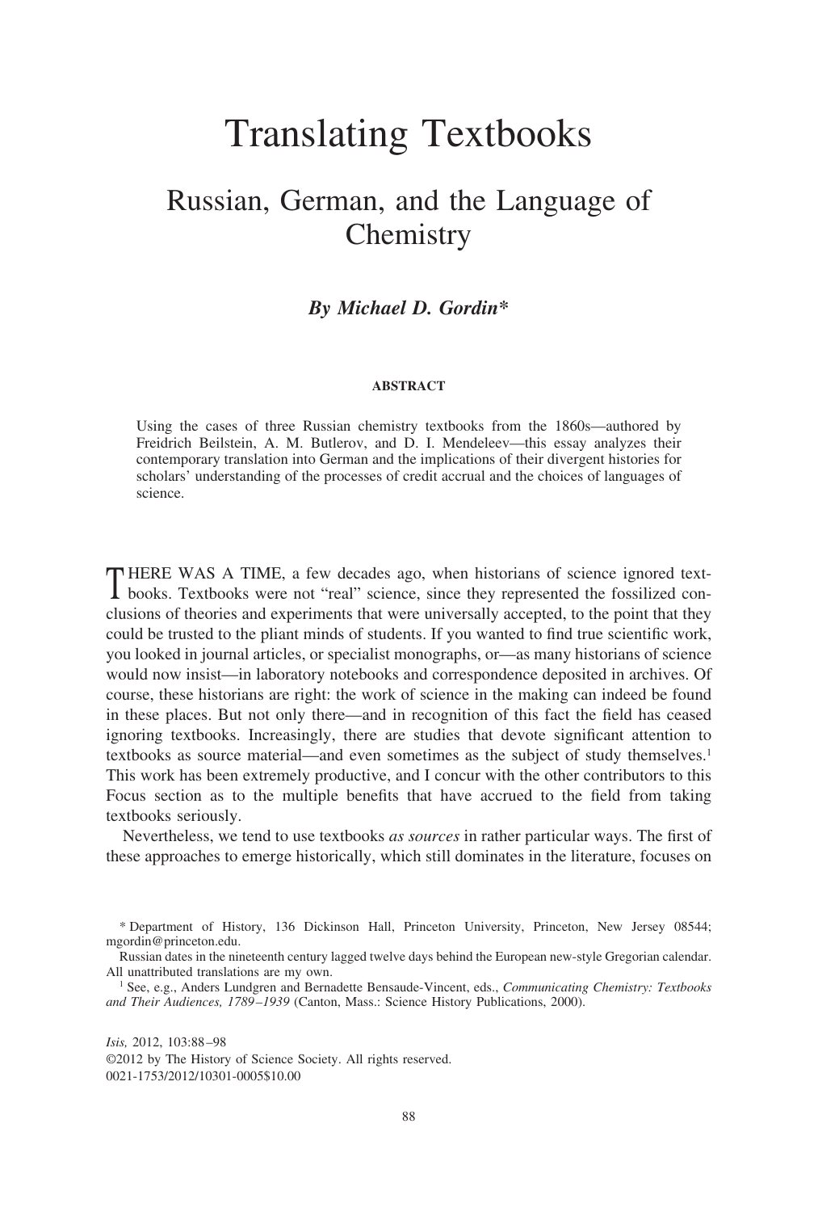# Translating Textbooks

## Russian, German, and the Language of Chemistry

***By Michael D. Gordin****

#### ABSTRACT

Using the cases of three Russian chemistry textbooks from the 1860s—authored by Freidrich Beilstein, A. M. Butlerov, and D. I. Mendeleev—this essay analyzes their contemporary translation into German and the implications of their divergent histories for scholars' understanding of the processes of credit accrual and the choices of languages of science.

THERE WAS A TIME, a few decades ago, when historians of science ignored textbooks. Textbooks were not "real" science, since they represented the fossilized conclusions of theories and experiments that were universally accepted, to the point that they could be trusted to the pliant minds of students. If you wanted to find true scientific work, you looked in journal articles, or specialist monographs, or—as many historians of science would now insist—in laboratory notebooks and correspondence deposited in archives. Of course, these historians are right: the work of science in the making can indeed be found in these places. But not only there—and in recognition of this fact the field has ceased ignoring textbooks. Increasingly, there are studies that devote significant attention to textbooks as source material—and even sometimes as the subject of study themselves.[1] This work has been extremely productive, and I concur with the other contributors to this Focus section as to the multiple benefits that have accrued to the field from taking textbooks seriously.

Nevertheless, we tend to use textbooks *as sources* in rather particular ways. The first of these approaches to emerge historically, which still dominates in the literature, focuses on

---

\* Department of History, 136 Dickinson Hall, Princeton University, Princeton, New Jersey 08544; mgordin@princeton.edu.

Russian dates in the nineteenth century lagged twelve days behind the European new-style Gregorian calendar. All unattributed translations are my own.

[1] See, e.g., Anders Lundgren and Bernadette Bensaude-Vincent, eds., *Communicating Chemistry: Textbooks and Their Audiences, 1789–1939* (Canton, Mass.: Science History Publications, 2000).

*Isis,* 2012, 103:88–98
©2012 by The History of Science Society. All rights reserved.
0021-1753/2012/10301-0005$10.00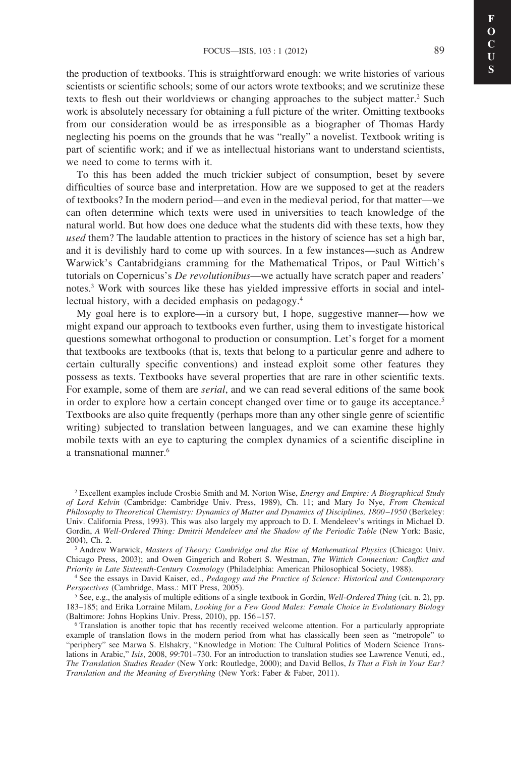the production of textbooks. This is straightforward enough: we write histories of various scientists or scientific schools; some of our actors wrote textbooks; and we scrutinize these texts to flesh out their worldviews or changing approaches to the subject matter.[2] Such work is absolutely necessary for obtaining a full picture of the writer. Omitting textbooks from our consideration would be as irresponsible as a biographer of Thomas Hardy neglecting his poems on the grounds that he was "really" a novelist. Textbook writing is part of scientific work; and if we as intellectual historians want to understand scientists, we need to come to terms with it.

To this has been added the much trickier subject of consumption, beset by severe difficulties of source base and interpretation. How are we supposed to get at the readers of textbooks? In the modern period—and even in the medieval period, for that matter—we can often determine which texts were used in universities to teach knowledge of the natural world. But how does one deduce what the students did with these texts, how they *used* them? The laudable attention to practices in the history of science has set a high bar, and it is devilishly hard to come up with sources. In a few instances—such as Andrew Warwick's Cantabridgians cramming for the Mathematical Tripos, or Paul Wittich's tutorials on Copernicus's *De revolutionibus*—we actually have scratch paper and readers' notes.[3] Work with sources like these has yielded impressive efforts in social and intellectual history, with a decided emphasis on pedagogy.[4]

My goal here is to explore—in a cursory but, I hope, suggestive manner—how we might expand our approach to textbooks even further, using them to investigate historical questions somewhat orthogonal to production or consumption. Let's forget for a moment that textbooks are textbooks (that is, texts that belong to a particular genre and adhere to certain culturally specific conventions) and instead exploit some other features they possess as texts. Textbooks have several properties that are rare in other scientific texts. For example, some of them are *serial*, and we can read several editions of the same book in order to explore how a certain concept changed over time or to gauge its acceptance.[5] Textbooks are also quite frequently (perhaps more than any other single genre of scientific writing) subjected to translation between languages, and we can examine these highly mobile texts with an eye to capturing the complex dynamics of a scientific discipline in a transnational manner.[6]

[2] Excellent examples include Crosbie Smith and M. Norton Wise, *Energy and Empire: A Biographical Study of Lord Kelvin* (Cambridge: Cambridge Univ. Press, 1989), Ch. 11; and Mary Jo Nye, *From Chemical Philosophy to Theoretical Chemistry: Dynamics of Matter and Dynamics of Disciplines, 1800–1950* (Berkeley: Univ. California Press, 1993). This was also largely my approach to D. I. Mendeleev's writings in Michael D. Gordin, *A Well-Ordered Thing: Dmitrii Mendeleev and the Shadow of the Periodic Table* (New York: Basic, 2004), Ch. 2.

[3] Andrew Warwick, *Masters of Theory: Cambridge and the Rise of Mathematical Physics* (Chicago: Univ. Chicago Press, 2003); and Owen Gingerich and Robert S. Westman, *The Wittich Connection: Conflict and Priority in Late Sixteenth-Century Cosmology* (Philadelphia: American Philosophical Society, 1988).

[4] See the essays in David Kaiser, ed., *Pedagogy and the Practice of Science: Historical and Contemporary Perspectives* (Cambridge, Mass.: MIT Press, 2005).

[5] See, e.g., the analysis of multiple editions of a single textbook in Gordin, *Well-Ordered Thing* (cit. n. 2), pp. 183–185; and Erika Lorraine Milam, *Looking for a Few Good Males: Female Choice in Evolutionary Biology* (Baltimore: Johns Hopkins Univ. Press, 2010), pp. 156–157.

[6] Translation is another topic that has recently received welcome attention. For a particularly appropriate example of translation flows in the modern period from what has classically been seen as "metropole" to "periphery" see Marwa S. Elshakry, "Knowledge in Motion: The Cultural Politics of Modern Science Translations in Arabic," *Isis*, 2008, *99*:701–730. For an introduction to translation studies see Lawrence Venuti, ed., *The Translation Studies Reader* (New York: Routledge, 2000); and David Bellos, *Is That a Fish in Your Ear? Translation and the Meaning of Everything* (New York: Faber & Faber, 2011).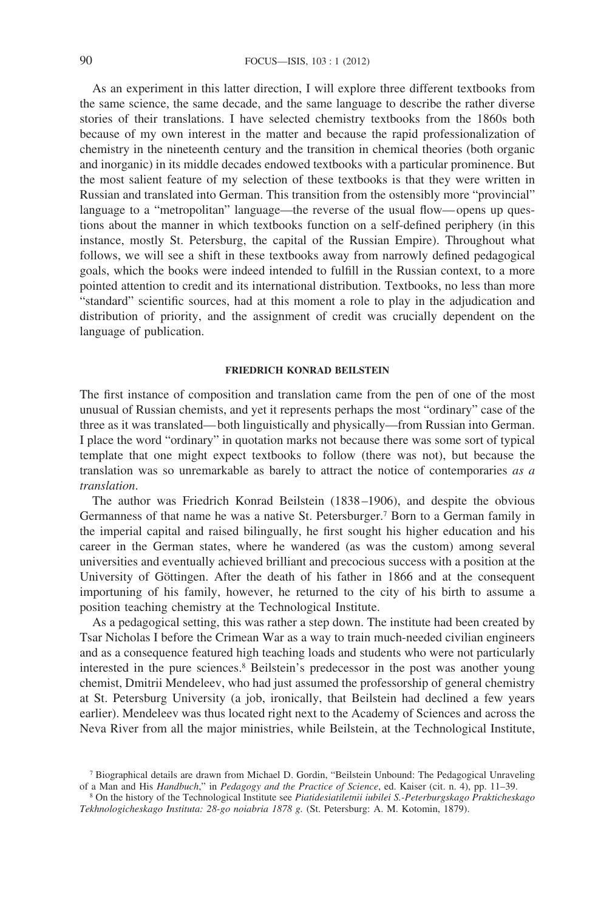As an experiment in this latter direction, I will explore three different textbooks from the same science, the same decade, and the same language to describe the rather diverse stories of their translations. I have selected chemistry textbooks from the 1860s both because of my own interest in the matter and because the rapid professionalization of chemistry in the nineteenth century and the transition in chemical theories (both organic and inorganic) in its middle decades endowed textbooks with a particular prominence. But the most salient feature of my selection of these textbooks is that they were written in Russian and translated into German. This transition from the ostensibly more "provincial" language to a "metropolitan" language—the reverse of the usual flow—opens up questions about the manner in which textbooks function on a self-defined periphery (in this instance, mostly St. Petersburg, the capital of the Russian Empire). Throughout what follows, we will see a shift in these textbooks away from narrowly defined pedagogical goals, which the books were indeed intended to fulfill in the Russian context, to a more pointed attention to credit and its international distribution. Textbooks, no less than more "standard" scientific sources, had at this moment a role to play in the adjudication and distribution of priority, and the assignment of credit was crucially dependent on the language of publication.

## FRIEDRICH KONRAD BEILSTEIN

The first instance of composition and translation came from the pen of one of the most unusual of Russian chemists, and yet it represents perhaps the most "ordinary" case of the three as it was translated—both linguistically and physically—from Russian into German. I place the word "ordinary" in quotation marks not because there was some sort of typical template that one might expect textbooks to follow (there was not), but because the translation was so unremarkable as barely to attract the notice of contemporaries *as a translation*.

The author was Friedrich Konrad Beilstein (1838–1906), and despite the obvious Germanness of that name he was a native St. Petersburger.[7] Born to a German family in the imperial capital and raised bilingually, he first sought his higher education and his career in the German states, where he wandered (as was the custom) among several universities and eventually achieved brilliant and precocious success with a position at the University of Göttingen. After the death of his father in 1866 and at the consequent importuning of his family, however, he returned to the city of his birth to assume a position teaching chemistry at the Technological Institute.

As a pedagogical setting, this was rather a step down. The institute had been created by Tsar Nicholas I before the Crimean War as a way to train much-needed civilian engineers and as a consequence featured high teaching loads and students who were not particularly interested in the pure sciences.[8] Beilstein's predecessor in the post was another young chemist, Dmitrii Mendeleev, who had just assumed the professorship of general chemistry at St. Petersburg University (a job, ironically, that Beilstein had declined a few years earlier). Mendeleev was thus located right next to the Academy of Sciences and across the Neva River from all the major ministries, while Beilstein, at the Technological Institute,

[7] Biographical details are drawn from Michael D. Gordin, "Beilstein Unbound: The Pedagogical Unraveling of a Man and His *Handbuch*," in *Pedagogy and the Practice of Science*, ed. Kaiser (cit. n. 4), pp. 11–39.

[8] On the history of the Technological Institute see *Piatidesiatiletnii iubilei S.-Peterburgskago Prakticheskago Tekhnologicheskago Instituta: 28-go noiabria 1878 g.* (St. Petersburg: A. M. Kotomin, 1879).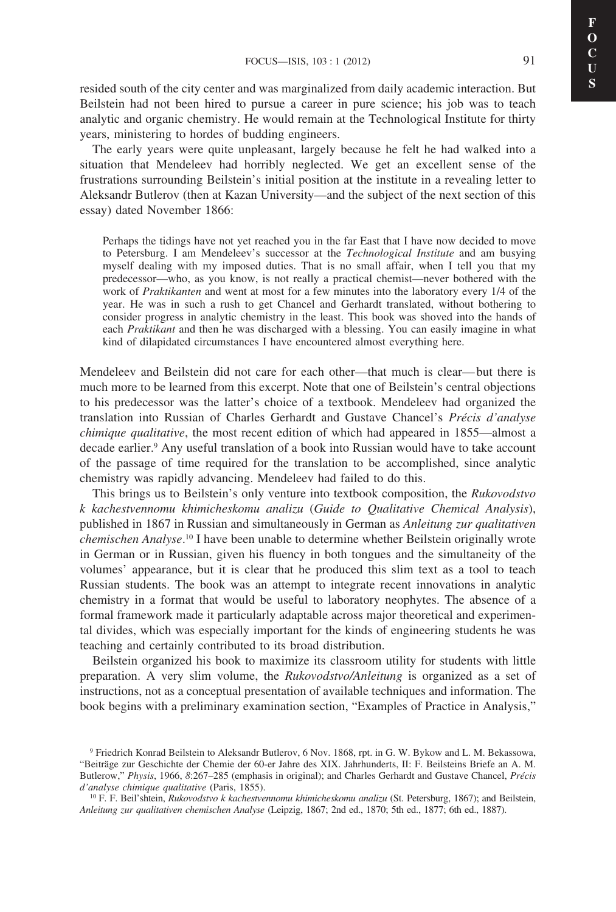resided south of the city center and was marginalized from daily academic interaction. But Beilstein had not been hired to pursue a career in pure science; his job was to teach analytic and organic chemistry. He would remain at the Technological Institute for thirty years, ministering to hordes of budding engineers.

The early years were quite unpleasant, largely because he felt he had walked into a situation that Mendeleev had horribly neglected. We get an excellent sense of the frustrations surrounding Beilstein's initial position at the institute in a revealing letter to Aleksandr Butlerov (then at Kazan University—and the subject of the next section of this essay) dated November 1866:

> Perhaps the tidings have not yet reached you in the far East that I have now decided to move to Petersburg. I am Mendeleev's successor at the *Technological Institute* and am busying myself dealing with my imposed duties. That is no small affair, when I tell you that my predecessor—who, as you know, is not really a practical chemist—never bothered with the work of *Praktikanten* and went at most for a few minutes into the laboratory every 1/4 of the year. He was in such a rush to get Chancel and Gerhardt translated, without bothering to consider progress in analytic chemistry in the least. This book was shoved into the hands of each *Praktikant* and then he was discharged with a blessing. You can easily imagine in what kind of dilapidated circumstances I have encountered almost everything here.

Mendeleev and Beilstein did not care for each other—that much is clear—but there is much more to be learned from this excerpt. Note that one of Beilstein's central objections to his predecessor was the latter's choice of a textbook. Mendeleev had organized the translation into Russian of Charles Gerhardt and Gustave Chancel's *Précis d'analyse chimique qualitative*, the most recent edition of which had appeared in 1855—almost a decade earlier.[9] Any useful translation of a book into Russian would have to take account of the passage of time required for the translation to be accomplished, since analytic chemistry was rapidly advancing. Mendeleev had failed to do this.

This brings us to Beilstein's only venture into textbook composition, the *Rukovodstvo k kachestvennomu khimicheskomu analizu* (*Guide to Qualitative Chemical Analysis*), published in 1867 in Russian and simultaneously in German as *Anleitung zur qualitativen chemischen Analyse*.[10] I have been unable to determine whether Beilstein originally wrote in German or in Russian, given his fluency in both tongues and the simultaneity of the volumes' appearance, but it is clear that he produced this slim text as a tool to teach Russian students. The book was an attempt to integrate recent innovations in analytic chemistry in a format that would be useful to laboratory neophytes. The absence of a formal framework made it particularly adaptable across major theoretical and experimental divides, which was especially important for the kinds of engineering students he was teaching and certainly contributed to its broad distribution.

Beilstein organized his book to maximize its classroom utility for students with little preparation. A very slim volume, the *Rukovodstvo/Anleitung* is organized as a set of instructions, not as a conceptual presentation of available techniques and information. The book begins with a preliminary examination section, "Examples of Practice in Analysis,"

[9] Friedrich Konrad Beilstein to Aleksandr Butlerov, 6 Nov. 1868, rpt. in G. W. Bykow and L. M. Bekassowa, "Beiträge zur Geschichte der Chemie der 60-er Jahre des XIX. Jahrhunderts, II: F. Beilsteins Briefe an A. M. Butlerow," *Physis*, 1966, *8*:267–285 (emphasis in original); and Charles Gerhardt and Gustave Chancel, *Précis d'analyse chimique qualitative* (Paris, 1855).

[10] F. F. Beil'shtein, *Rukovodstvo k kachestvennomu khimicheskomu analizu* (St. Petersburg, 1867); and Beilstein, *Anleitung zur qualitativen chemischen Analyse* (Leipzig, 1867; 2nd ed., 1870; 5th ed., 1877; 6th ed., 1887).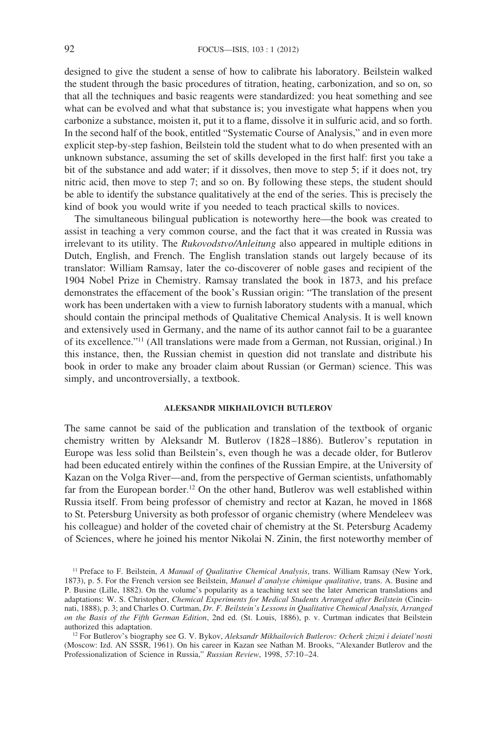designed to give the student a sense of how to calibrate his laboratory. Beilstein walked the student through the basic procedures of titration, heating, carbonization, and so on, so that all the techniques and basic reagents were standardized: you heat something and see what can be evolved and what that substance is; you investigate what happens when you carbonize a substance, moisten it, put it to a flame, dissolve it in sulfuric acid, and so forth. In the second half of the book, entitled "Systematic Course of Analysis," and in even more explicit step-by-step fashion, Beilstein told the student what to do when presented with an unknown substance, assuming the set of skills developed in the first half: first you take a bit of the substance and add water; if it dissolves, then move to step 5; if it does not, try nitric acid, then move to step 7; and so on. By following these steps, the student should be able to identify the substance qualitatively at the end of the series. This is precisely the kind of book you would write if you needed to teach practical skills to novices.

The simultaneous bilingual publication is noteworthy here—the book was created to assist in teaching a very common course, and the fact that it was created in Russia was irrelevant to its utility. The *Rukovodstvo/Anleitung* also appeared in multiple editions in Dutch, English, and French. The English translation stands out largely because of its translator: William Ramsay, later the co-discoverer of noble gases and recipient of the 1904 Nobel Prize in Chemistry. Ramsay translated the book in 1873, and his preface demonstrates the effacement of the book's Russian origin: "The translation of the present work has been undertaken with a view to furnish laboratory students with a manual, which should contain the principal methods of Qualitative Chemical Analysis. It is well known and extensively used in Germany, and the name of its author cannot fail to be a guarantee of its excellence."[11] (All translations were made from a German, not Russian, original.) In this instance, then, the Russian chemist in question did not translate and distribute his book in order to make any broader claim about Russian (or German) science. This was simply, and uncontroversially, a textbook.

## ALEKSANDR MIKHAILOVICH BUTLEROV

The same cannot be said of the publication and translation of the textbook of organic chemistry written by Aleksandr M. Butlerov (1828–1886). Butlerov's reputation in Europe was less solid than Beilstein's, even though he was a decade older, for Butlerov had been educated entirely within the confines of the Russian Empire, at the University of Kazan on the Volga River—and, from the perspective of German scientists, unfathomably far from the European border.[12] On the other hand, Butlerov was well established within Russia itself. From being professor of chemistry and rector at Kazan, he moved in 1868 to St. Petersburg University as both professor of organic chemistry (where Mendeleev was his colleague) and holder of the coveted chair of chemistry at the St. Petersburg Academy of Sciences, where he joined his mentor Nikolai N. Zinin, the first noteworthy member of

[11] Preface to F. Beilstein, *A Manual of Qualitative Chemical Analysis*, trans. William Ramsay (New York, 1873), p. 5. For the French version see Beilstein, *Manuel d'analyse chimique qualitative*, trans. A. Busine and P. Busine (Lille, 1882). On the volume's popularity as a teaching text see the later American translations and adaptations: W. S. Christopher, *Chemical Experiments for Medical Students Arranged after Beilstein* (Cincinnati, 1888), p. 3; and Charles O. Curtman, *Dr. F. Beilstein's Lessons in Qualitative Chemical Analysis, Arranged on the Basis of the Fifth German Edition*, 2nd ed. (St. Louis, 1886), p. v. Curtman indicates that Beilstein authorized this adaptation.

[12] For Butlerov's biography see G. V. Bykov, *Aleksandr Mikhailovich Butlerov: Ocherk zhizni i deiatel'nosti* (Moscow: Izd. AN SSSR, 1961). On his career in Kazan see Nathan M. Brooks, "Alexander Butlerov and the Professionalization of Science in Russia," *Russian Review*, 1998, *57*:10–24.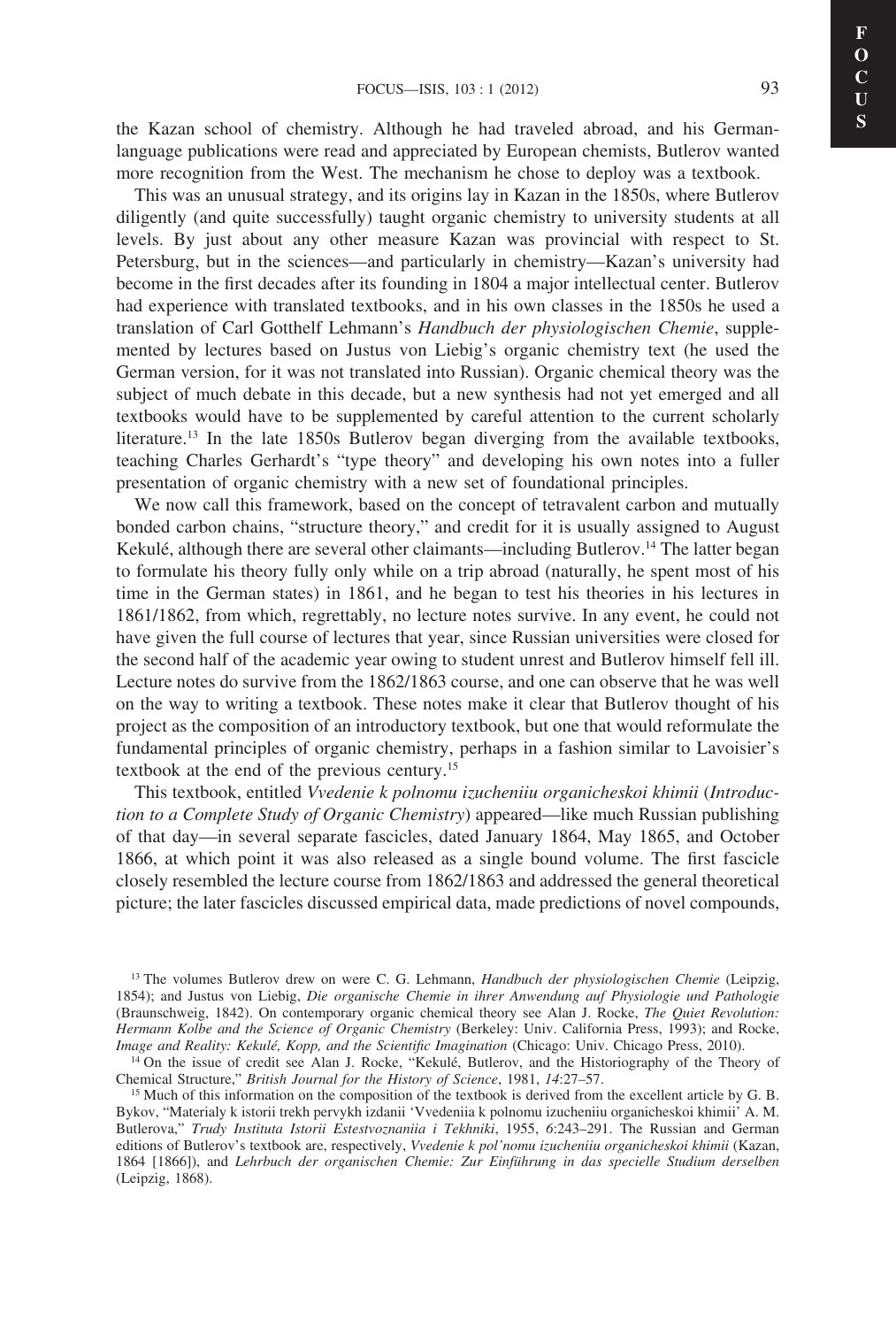the Kazan school of chemistry. Although he had traveled abroad, and his German-language publications were read and appreciated by European chemists, Butlerov wanted more recognition from the West. The mechanism he chose to deploy was a textbook.

This was an unusual strategy, and its origins lay in Kazan in the 1850s, where Butlerov diligently (and quite successfully) taught organic chemistry to university students at all levels. By just about any other measure Kazan was provincial with respect to St. Petersburg, but in the sciences—and particularly in chemistry—Kazan's university had become in the first decades after its founding in 1804 a major intellectual center. Butlerov had experience with translated textbooks, and in his own classes in the 1850s he used a translation of Carl Gotthelf Lehmann's *Handbuch der physiologischen Chemie*, supplemented by lectures based on Justus von Liebig's organic chemistry text (he used the German version, for it was not translated into Russian). Organic chemical theory was the subject of much debate in this decade, but a new synthesis had not yet emerged and all textbooks would have to be supplemented by careful attention to the current scholarly literature.[13] In the late 1850s Butlerov began diverging from the available textbooks, teaching Charles Gerhardt's "type theory" and developing his own notes into a fuller presentation of organic chemistry with a new set of foundational principles.

We now call this framework, based on the concept of tetravalent carbon and mutually bonded carbon chains, "structure theory," and credit for it is usually assigned to August Kekulé, although there are several other claimants—including Butlerov.[14] The latter began to formulate his theory fully only while on a trip abroad (naturally, he spent most of his time in the German states) in 1861, and he began to test his theories in his lectures in 1861/1862, from which, regrettably, no lecture notes survive. In any event, he could not have given the full course of lectures that year, since Russian universities were closed for the second half of the academic year owing to student unrest and Butlerov himself fell ill. Lecture notes do survive from the 1862/1863 course, and one can observe that he was well on the way to writing a textbook. These notes make it clear that Butlerov thought of his project as the composition of an introductory textbook, but one that would reformulate the fundamental principles of organic chemistry, perhaps in a fashion similar to Lavoisier's textbook at the end of the previous century.[15]

This textbook, entitled *Vvedenie k polnomu izucheniiu organicheskoi khimii* (*Introduction to a Complete Study of Organic Chemistry*) appeared—like much Russian publishing of that day—in several separate fascicles, dated January 1864, May 1865, and October 1866, at which point it was also released as a single bound volume. The first fascicle closely resembled the lecture course from 1862/1863 and addressed the general theoretical picture; the later fascicles discussed empirical data, made predictions of novel compounds,

---

[13] The volumes Butlerov drew on were C. G. Lehmann, *Handbuch der physiologischen Chemie* (Leipzig, 1854); and Justus von Liebig, *Die organische Chemie in ihrer Anwendung auf Physiologie und Pathologie* (Braunschweig, 1842). On contemporary organic chemical theory see Alan J. Rocke, *The Quiet Revolution: Hermann Kolbe and the Science of Organic Chemistry* (Berkeley: Univ. California Press, 1993); and Rocke, *Image and Reality: Kekulé, Kopp, and the Scientific Imagination* (Chicago: Univ. Chicago Press, 2010).

[14] On the issue of credit see Alan J. Rocke, "Kekulé, Butlerov, and the Historiography of the Theory of Chemical Structure," *British Journal for the History of Science*, 1981, *14*:27–57.

[15] Much of this information on the composition of the textbook is derived from the excellent article by G. B. Bykov, "Materialy k istorii trekh pervykh izdanii 'Vvedeniia k polnomu izucheniiu organicheskoi khimii' A. M. Butlerova," *Trudy Instituta Istorii Estestvoznaniia i Tekhniki*, 1955, *6*:243–291. The Russian and German editions of Butlerov's textbook are, respectively, *Vvedenie k pol'nomu izucheniiu organicheskoi khimii* (Kazan, 1864 [1866]), and *Lehrbuch der organischen Chemie: Zur Einführung in das specielle Studium derselben* (Leipzig, 1868).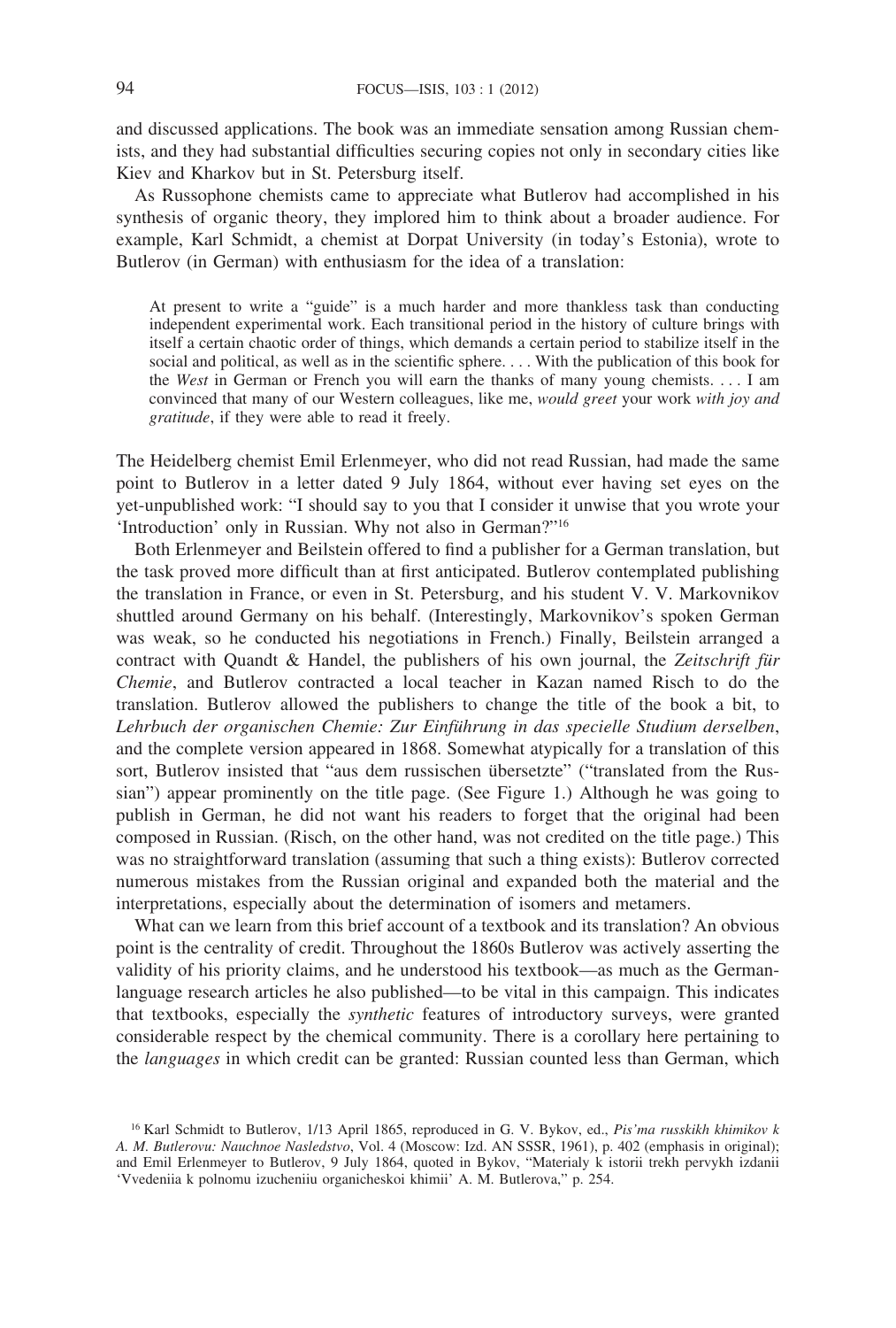and discussed applications. The book was an immediate sensation among Russian chemists, and they had substantial difficulties securing copies not only in secondary cities like Kiev and Kharkov but in St. Petersburg itself.

As Russophone chemists came to appreciate what Butlerov had accomplished in his synthesis of organic theory, they implored him to think about a broader audience. For example, Karl Schmidt, a chemist at Dorpat University (in today's Estonia), wrote to Butlerov (in German) with enthusiasm for the idea of a translation:

> At present to write a "guide" is a much harder and more thankless task than conducting independent experimental work. Each transitional period in the history of culture brings with itself a certain chaotic order of things, which demands a certain period to stabilize itself in the social and political, as well as in the scientific sphere. . . . With the publication of this book for the *West* in German or French you will earn the thanks of many young chemists. . . . I am convinced that many of our Western colleagues, like me, *would greet* your work *with joy and gratitude*, if they were able to read it freely.

The Heidelberg chemist Emil Erlenmeyer, who did not read Russian, had made the same point to Butlerov in a letter dated 9 July 1864, without ever having set eyes on the yet-unpublished work: "I should say to you that I consider it unwise that you wrote your 'Introduction' only in Russian. Why not also in German?"[16]

Both Erlenmeyer and Beilstein offered to find a publisher for a German translation, but the task proved more difficult than at first anticipated. Butlerov contemplated publishing the translation in France, or even in St. Petersburg, and his student V. V. Markovnikov shuttled around Germany on his behalf. (Interestingly, Markovnikov's spoken German was weak, so he conducted his negotiations in French.) Finally, Beilstein arranged a contract with Quandt & Handel, the publishers of his own journal, the *Zeitschrift für Chemie*, and Butlerov contracted a local teacher in Kazan named Risch to do the translation. Butlerov allowed the publishers to change the title of the book a bit, to *Lehrbuch der organischen Chemie: Zur Einführung in das specielle Studium derselben*, and the complete version appeared in 1868. Somewhat atypically for a translation of this sort, Butlerov insisted that "aus dem russischen übersetzte" ("translated from the Russian") appear prominently on the title page. (See Figure 1.) Although he was going to publish in German, he did not want his readers to forget that the original had been composed in Russian. (Risch, on the other hand, was not credited on the title page.) This was no straightforward translation (assuming that such a thing exists): Butlerov corrected numerous mistakes from the Russian original and expanded both the material and the interpretations, especially about the determination of isomers and metamers.

What can we learn from this brief account of a textbook and its translation? An obvious point is the centrality of credit. Throughout the 1860s Butlerov was actively asserting the validity of his priority claims, and he understood his textbook—as much as the German-language research articles he also published—to be vital in this campaign. This indicates that textbooks, especially the *synthetic* features of introductory surveys, were granted considerable respect by the chemical community. There is a corollary here pertaining to the *languages* in which credit can be granted: Russian counted less than German, which

---

[16] Karl Schmidt to Butlerov, 1/13 April 1865, reproduced in G. V. Bykov, ed., *Pis'ma russkikh khimikov k A. M. Butlerovu: Nauchnoe Nasledstvo*, Vol. 4 (Moscow: Izd. AN SSSR, 1961), p. 402 (emphasis in original); and Emil Erlenmeyer to Butlerov, 9 July 1864, quoted in Bykov, "Materialy k istorii trekh pervykh izdanii 'Vvedeniia k polnomu izucheniiu organicheskoi khimii' A. M. Butlerova," p. 254.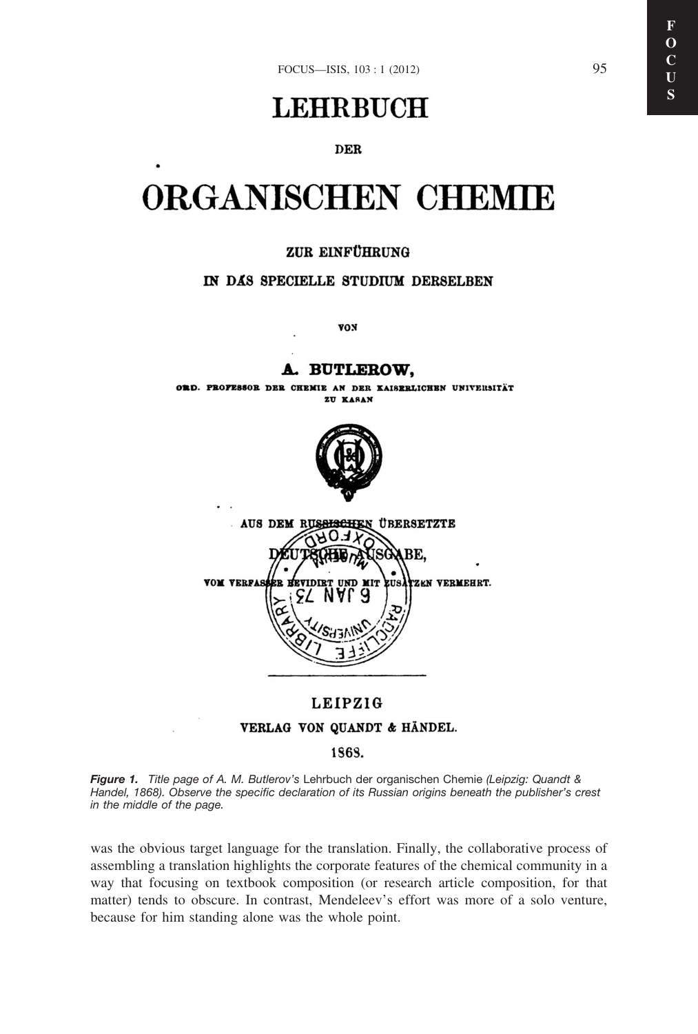# LEHRBUCH

DER

# ORGANISCHEN CHEMIE

ZUR EINFÜHRUNG

IN DAS SPECIELLE STUDIUM DERSELBEN

VON

**A. BUTLEROW,**

ORD. PROFESSOR DER CHEMIE AN DER KAISERLICHEN UNIVERSITÄT ZU KASAN

AUS DEM RUSSISCHEN ÜBERSETZTE

DEUTSCHE AUSGABE,

VOM VERFASSER REVIDIRT UND MIT ZUSÄTZEN VERMEHRT.

LEIPZIG

VERLAG VON QUANDT & HÄNDEL.

1868.

***Figure 1.*** *Title page of A. M. Butlerov's* Lehrbuch der organischen Chemie *(Leipzig: Quandt & Handel, 1868). Observe the specific declaration of its Russian origins beneath the publisher's crest in the middle of the page.*

was the obvious target language for the translation. Finally, the collaborative process of assembling a translation highlights the corporate features of the chemical community in a way that focusing on textbook composition (or research article composition, for that matter) tends to obscure. In contrast, Mendeleev's effort was more of a solo venture, because for him standing alone was the whole point.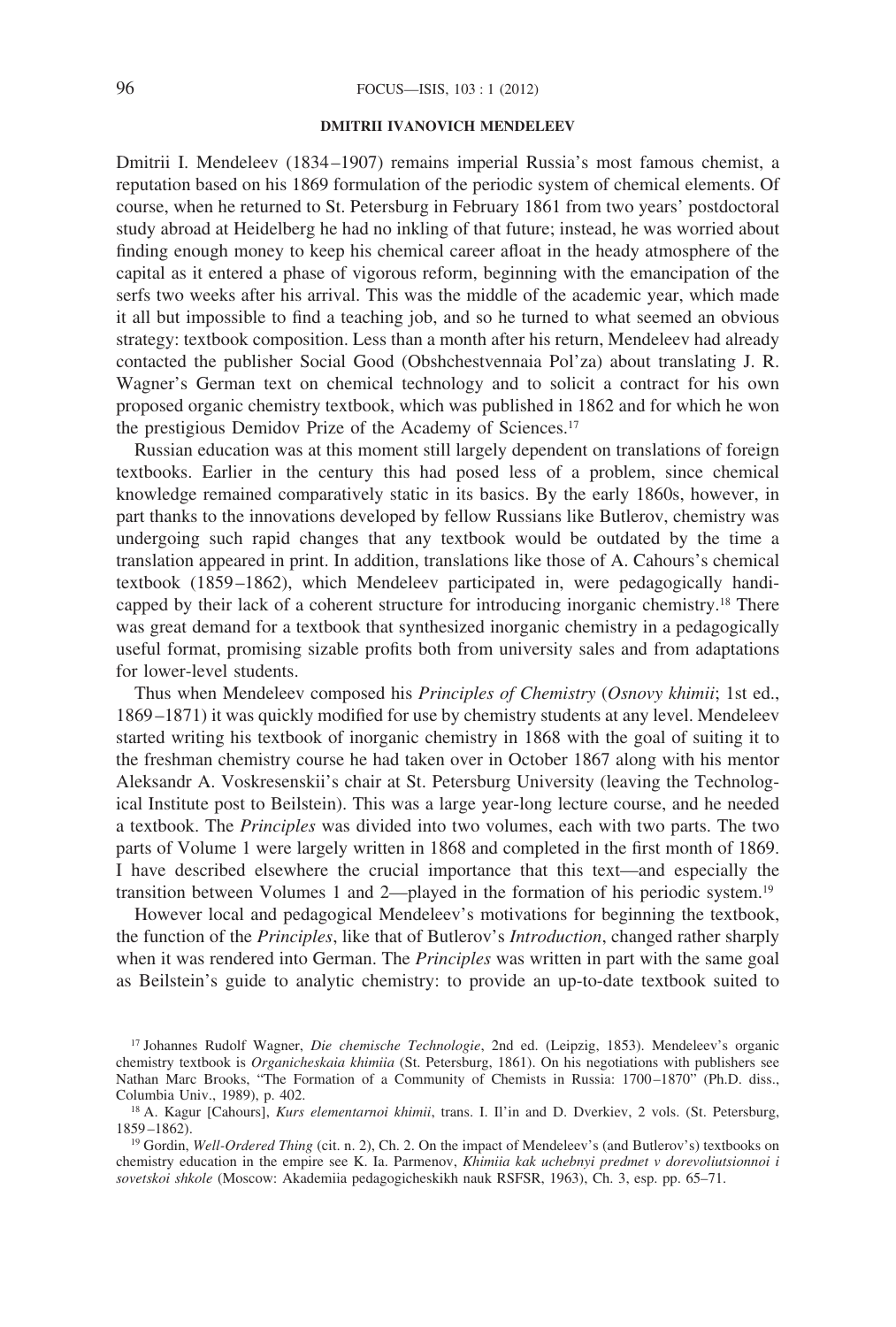## DMITRII IVANOVICH MENDELEEV

Dmitrii I. Mendeleev (1834–1907) remains imperial Russia's most famous chemist, a reputation based on his 1869 formulation of the periodic system of chemical elements. Of course, when he returned to St. Petersburg in February 1861 from two years' postdoctoral study abroad at Heidelberg he had no inkling of that future; instead, he was worried about finding enough money to keep his chemical career afloat in the heady atmosphere of the capital as it entered a phase of vigorous reform, beginning with the emancipation of the serfs two weeks after his arrival. This was the middle of the academic year, which made it all but impossible to find a teaching job, and so he turned to what seemed an obvious strategy: textbook composition. Less than a month after his return, Mendeleev had already contacted the publisher Social Good (Obshchestvennaia Pol'za) about translating J. R. Wagner's German text on chemical technology and to solicit a contract for his own proposed organic chemistry textbook, which was published in 1862 and for which he won the prestigious Demidov Prize of the Academy of Sciences.[17]

Russian education was at this moment still largely dependent on translations of foreign textbooks. Earlier in the century this had posed less of a problem, since chemical knowledge remained comparatively static in its basics. By the early 1860s, however, in part thanks to the innovations developed by fellow Russians like Butlerov, chemistry was undergoing such rapid changes that any textbook would be outdated by the time a translation appeared in print. In addition, translations like those of A. Cahours's chemical textbook (1859–1862), which Mendeleev participated in, were pedagogically handicapped by their lack of a coherent structure for introducing inorganic chemistry.[18] There was great demand for a textbook that synthesized inorganic chemistry in a pedagogically useful format, promising sizable profits both from university sales and from adaptations for lower-level students.

Thus when Mendeleev composed his *Principles of Chemistry* (*Osnovy khimii*; 1st ed., 1869–1871) it was quickly modified for use by chemistry students at any level. Mendeleev started writing his textbook of inorganic chemistry in 1868 with the goal of suiting it to the freshman chemistry course he had taken over in October 1867 along with his mentor Aleksandr A. Voskresenskii's chair at St. Petersburg University (leaving the Technological Institute post to Beilstein). This was a large year-long lecture course, and he needed a textbook. The *Principles* was divided into two volumes, each with two parts. The two parts of Volume 1 were largely written in 1868 and completed in the first month of 1869. I have described elsewhere the crucial importance that this text—and especially the transition between Volumes 1 and 2—played in the formation of his periodic system.[19]

However local and pedagogical Mendeleev's motivations for beginning the textbook, the function of the *Principles*, like that of Butlerov's *Introduction*, changed rather sharply when it was rendered into German. The *Principles* was written in part with the same goal as Beilstein's guide to analytic chemistry: to provide an up-to-date textbook suited to

---

[17] Johannes Rudolf Wagner, *Die chemische Technologie*, 2nd ed. (Leipzig, 1853). Mendeleev's organic chemistry textbook is *Organicheskaia khimiia* (St. Petersburg, 1861). On his negotiations with publishers see Nathan Marc Brooks, "The Formation of a Community of Chemists in Russia: 1700–1870" (Ph.D. diss., Columbia Univ., 1989), p. 402.

[18] A. Kagur [Cahours], *Kurs elementarnoi khimii*, trans. I. Il'in and D. Dverkiev, 2 vols. (St. Petersburg, 1859–1862).

[19] Gordin, *Well-Ordered Thing* (cit. n. 2), Ch. 2. On the impact of Mendeleev's (and Butlerov's) textbooks on chemistry education in the empire see K. Ia. Parmenov, *Khimiia kak uchebnyi predmet v dorevoliutsionnoi i sovetskoi shkole* (Moscow: Akademiia pedagogicheskikh nauk RSFSR, 1963), Ch. 3, esp. pp. 65–71.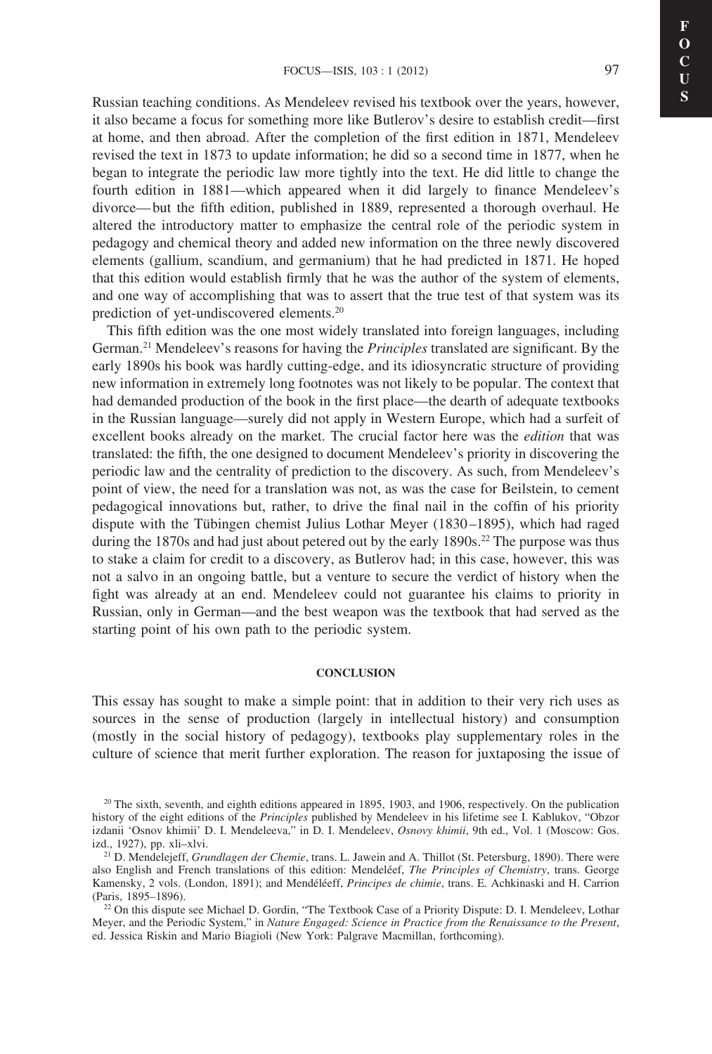Russian teaching conditions. As Mendeleev revised his textbook over the years, however, it also became a focus for something more like Butlerov's desire to establish credit—first at home, and then abroad. After the completion of the first edition in 1871, Mendeleev revised the text in 1873 to update information; he did so a second time in 1877, when he began to integrate the periodic law more tightly into the text. He did little to change the fourth edition in 1881—which appeared when it did largely to finance Mendeleev's divorce—but the fifth edition, published in 1889, represented a thorough overhaul. He altered the introductory matter to emphasize the central role of the periodic system in pedagogy and chemical theory and added new information on the three newly discovered elements (gallium, scandium, and germanium) that he had predicted in 1871. He hoped that this edition would establish firmly that he was the author of the system of elements, and one way of accomplishing that was to assert that the true test of that system was its prediction of yet-undiscovered elements.[20]

This fifth edition was the one most widely translated into foreign languages, including German.[21] Mendeleev's reasons for having the *Principles* translated are significant. By the early 1890s his book was hardly cutting-edge, and its idiosyncratic structure of providing new information in extremely long footnotes was not likely to be popular. The context that had demanded production of the book in the first place—the dearth of adequate textbooks in the Russian language—surely did not apply in Western Europe, which had a surfeit of excellent books already on the market. The crucial factor here was the *edition* that was translated: the fifth, the one designed to document Mendeleev's priority in discovering the periodic law and the centrality of prediction to the discovery. As such, from Mendeleev's point of view, the need for a translation was not, as was the case for Beilstein, to cement pedagogical innovations but, rather, to drive the final nail in the coffin of his priority dispute with the Tübingen chemist Julius Lothar Meyer (1830–1895), which had raged during the 1870s and had just about petered out by the early 1890s.[22] The purpose was thus to stake a claim for credit to a discovery, as Butlerov had; in this case, however, this was not a salvo in an ongoing battle, but a venture to secure the verdict of history when the fight was already at an end. Mendeleev could not guarantee his claims to priority in Russian, only in German—and the best weapon was the textbook that had served as the starting point of his own path to the periodic system.

## CONCLUSION

This essay has sought to make a simple point: that in addition to their very rich uses as sources in the sense of production (largely in intellectual history) and consumption (mostly in the social history of pedagogy), textbooks play supplementary roles in the culture of science that merit further exploration. The reason for juxtaposing the issue of

---

[20] The sixth, seventh, and eighth editions appeared in 1895, 1903, and 1906, respectively. On the publication history of the eight editions of the *Principles* published by Mendeleev in his lifetime see I. Kablukov, "Obzor izdanii 'Osnov khimii' D. I. Mendeleeva," in D. I. Mendeleev, *Osnovy khimii*, 9th ed., Vol. 1 (Moscow: Gos. izd., 1927), pp. xli–xlvi.

[21] D. Mendelejeff, *Grundlagen der Chemie*, trans. L. Jawein and A. Thillot (St. Petersburg, 1890). There were also English and French translations of this edition: Mendeléef, *The Principles of Chemistry*, trans. George Kamensky, 2 vols. (London, 1891); and Mendéléeff, *Principes de chimie*, trans. E. Achkinaski and H. Carrion (Paris, 1895–1896).

[22] On this dispute see Michael D. Gordin, "The Textbook Case of a Priority Dispute: D. I. Mendeleev, Lothar Meyer, and the Periodic System," in *Nature Engaged: Science in Practice from the Renaissance to the Present*, ed. Jessica Riskin and Mario Biagioli (New York: Palgrave Macmillan, forthcoming).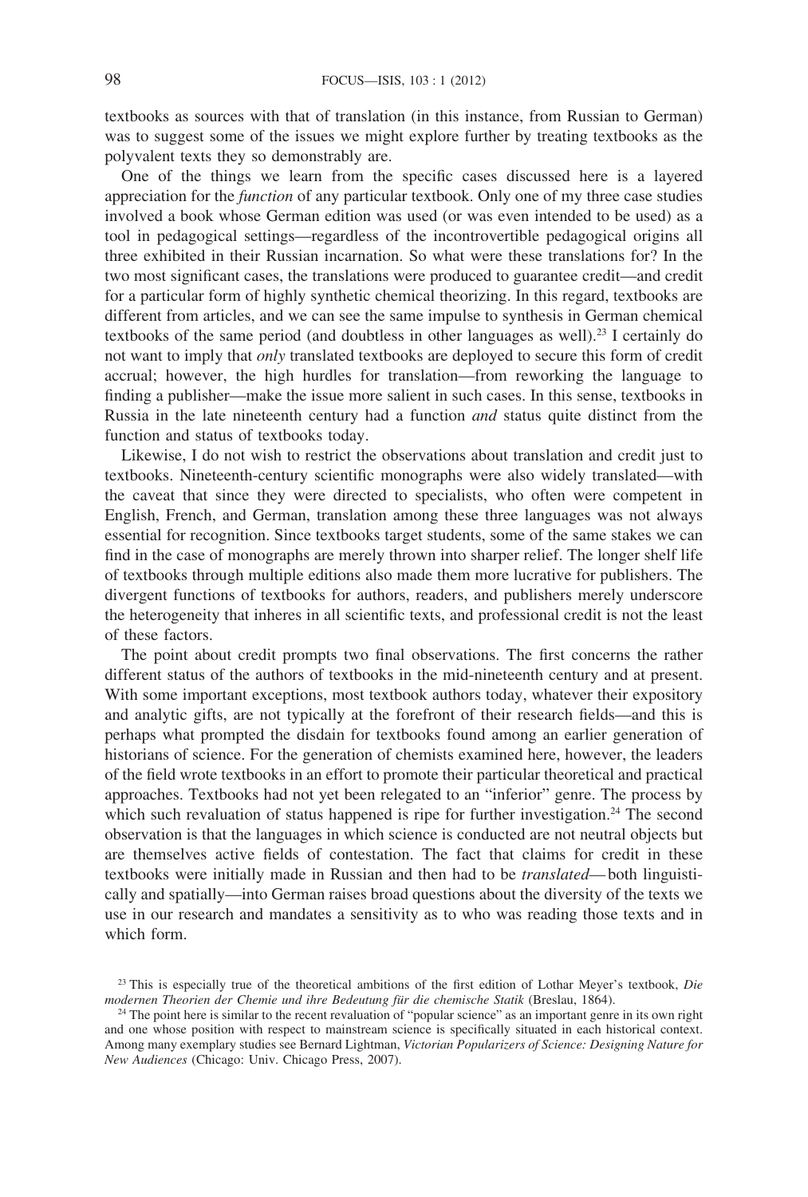textbooks as sources with that of translation (in this instance, from Russian to German) was to suggest some of the issues we might explore further by treating textbooks as the polyvalent texts they so demonstrably are.

One of the things we learn from the specific cases discussed here is a layered appreciation for the *function* of any particular textbook. Only one of my three case studies involved a book whose German edition was used (or was even intended to be used) as a tool in pedagogical settings—regardless of the incontrovertible pedagogical origins all three exhibited in their Russian incarnation. So what were these translations for? In the two most significant cases, the translations were produced to guarantee credit—and credit for a particular form of highly synthetic chemical theorizing. In this regard, textbooks are different from articles, and we can see the same impulse to synthesis in German chemical textbooks of the same period (and doubtless in other languages as well).[23] I certainly do not want to imply that *only* translated textbooks are deployed to secure this form of credit accrual; however, the high hurdles for translation—from reworking the language to finding a publisher—make the issue more salient in such cases. In this sense, textbooks in Russia in the late nineteenth century had a function *and* status quite distinct from the function and status of textbooks today.

Likewise, I do not wish to restrict the observations about translation and credit just to textbooks. Nineteenth-century scientific monographs were also widely translated—with the caveat that since they were directed to specialists, who often were competent in English, French, and German, translation among these three languages was not always essential for recognition. Since textbooks target students, some of the same stakes we can find in the case of monographs are merely thrown into sharper relief. The longer shelf life of textbooks through multiple editions also made them more lucrative for publishers. The divergent functions of textbooks for authors, readers, and publishers merely underscore the heterogeneity that inheres in all scientific texts, and professional credit is not the least of these factors.

The point about credit prompts two final observations. The first concerns the rather different status of the authors of textbooks in the mid-nineteenth century and at present. With some important exceptions, most textbook authors today, whatever their expository and analytic gifts, are not typically at the forefront of their research fields—and this is perhaps what prompted the disdain for textbooks found among an earlier generation of historians of science. For the generation of chemists examined here, however, the leaders of the field wrote textbooks in an effort to promote their particular theoretical and practical approaches. Textbooks had not yet been relegated to an "inferior" genre. The process by which such revaluation of status happened is ripe for further investigation.[24] The second observation is that the languages in which science is conducted are not neutral objects but are themselves active fields of contestation. The fact that claims for credit in these textbooks were initially made in Russian and then had to be *translated*—both linguistically and spatially—into German raises broad questions about the diversity of the texts we use in our research and mandates a sensitivity as to who was reading those texts and in which form.

[23] This is especially true of the theoretical ambitions of the first edition of Lothar Meyer's textbook, *Die modernen Theorien der Chemie und ihre Bedeutung für die chemische Statik* (Breslau, 1864).

[24] The point here is similar to the recent revaluation of "popular science" as an important genre in its own right and one whose position with respect to mainstream science is specifically situated in each historical context. Among many exemplary studies see Bernard Lightman, *Victorian Popularizers of Science: Designing Nature for New Audiences* (Chicago: Univ. Chicago Press, 2007).